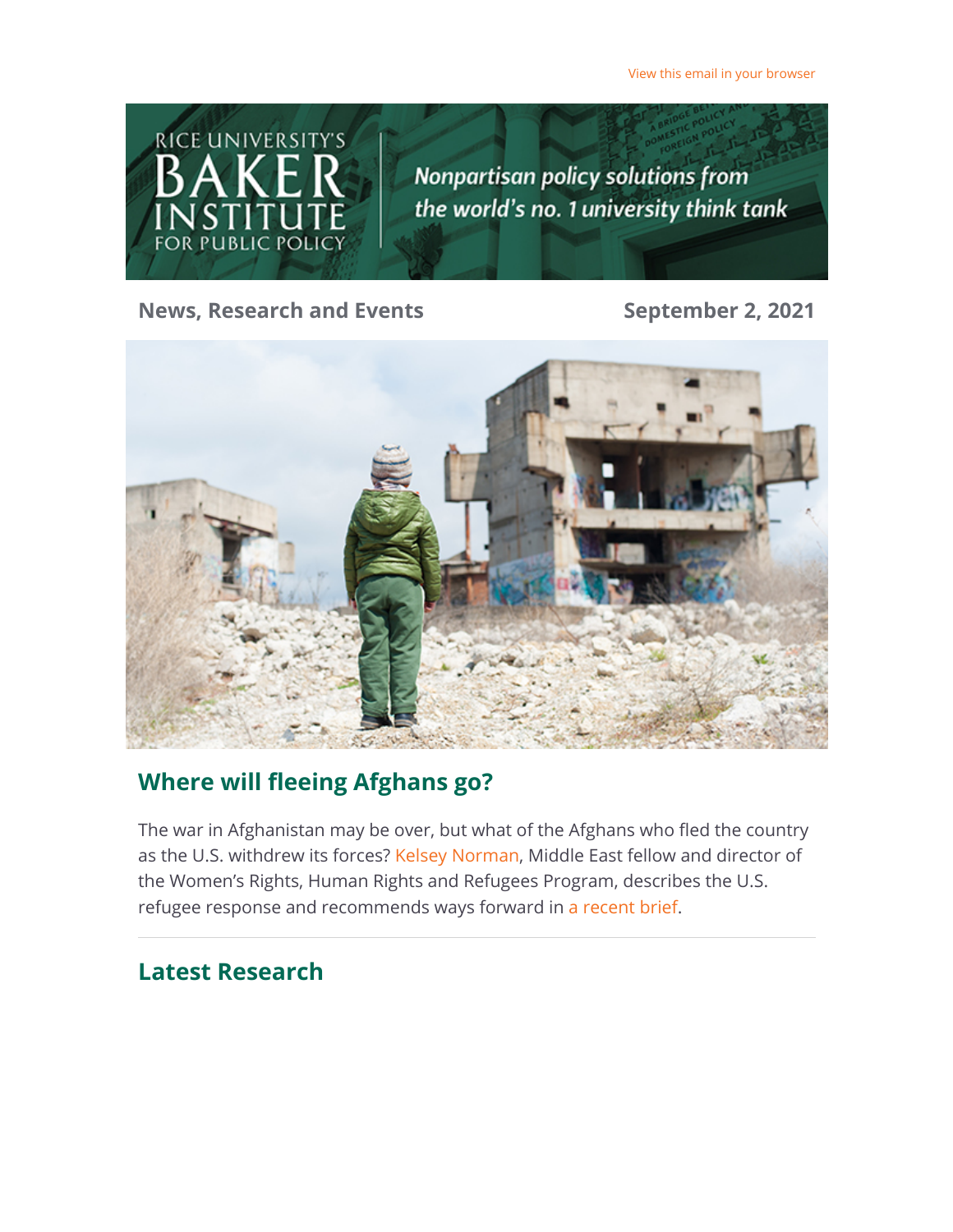View this email in your browser

RICE UNIVERSITY'S BAKER INSTITUTE FOR PUBLIC POLICY

*Nonpartisan policy solutions from the world's no. 1 university think tank*

**News, Research and Events** **September 2, 2021**

## Where will fleeing Afghans go?

The war in Afghanistan may be over, but what of the Afghans who fled the country as the U.S. withdrew its forces? Kelsey Norman, Middle East fellow and director of the Women's Rights, Human Rights and Refugees Program, describes the U.S. refugee response and recommends ways forward in a recent brief.

---

## Latest Research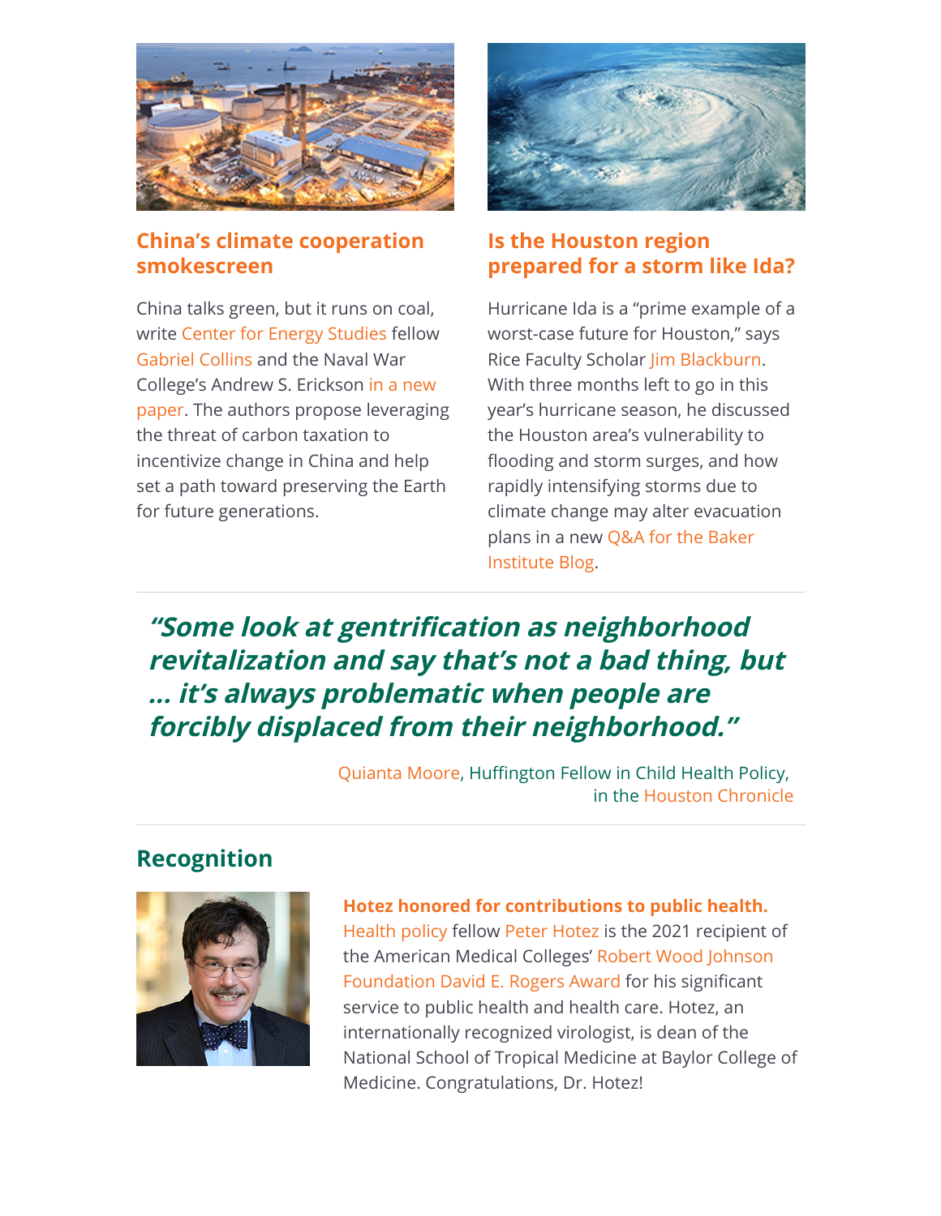### China's climate cooperation smokescreen

China talks green, but it runs on coal, write Center for Energy Studies fellow Gabriel Collins and the Naval War College's Andrew S. Erickson in a new paper. The authors propose leveraging the threat of carbon taxation to incentivize change in China and help set a path toward preserving the Earth for future generations.

### Is the Houston region prepared for a storm like Ida?

Hurricane Ida is a "prime example of a worst-case future for Houston," says Rice Faculty Scholar Jim Blackburn. With three months left to go in this year's hurricane season, he discussed the Houston area's vulnerability to flooding and storm surges, and how rapidly intensifying storms due to climate change may alter evacuation plans in a new Q&A for the Baker Institute Blog.

---

***"Some look at gentrification as neighborhood revitalization and say that's not a bad thing, but … it's always problematic when people are forcibly displaced from their neighborhood."***

Quianta Moore, Huffington Fellow in Child Health Policy, in the Houston Chronicle

---

## Recognition

**Hotez honored for contributions to public health.** Health policy fellow Peter Hotez is the 2021 recipient of the American Medical Colleges' Robert Wood Johnson Foundation David E. Rogers Award for his significant service to public health and health care. Hotez, an internationally recognized virologist, is dean of the National School of Tropical Medicine at Baylor College of Medicine. Congratulations, Dr. Hotez!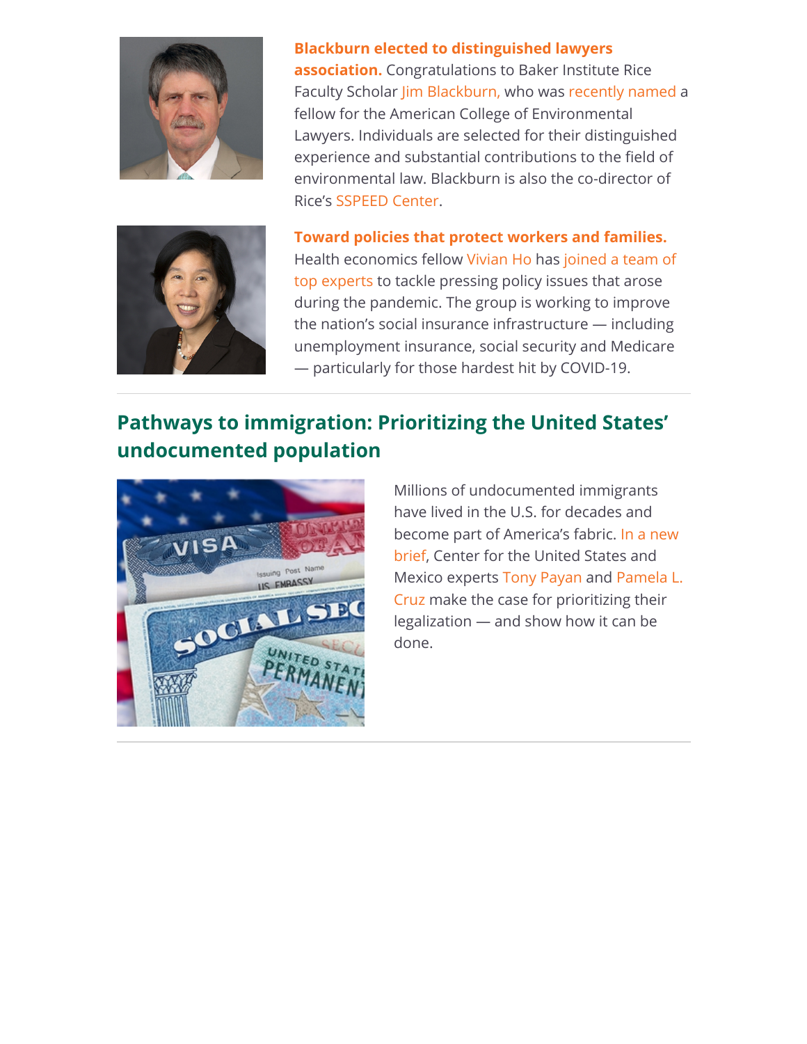**Blackburn elected to distinguished lawyers association.** Congratulations to Baker Institute Rice Faculty Scholar Jim Blackburn, who was recently named a fellow for the American College of Environmental Lawyers. Individuals are selected for their distinguished experience and substantial contributions to the field of environmental law. Blackburn is also the co-director of Rice's SSPEED Center.

**Toward policies that protect workers and families.** Health economics fellow Vivian Ho has joined a team of top experts to tackle pressing policy issues that arose during the pandemic. The group is working to improve the nation's social insurance infrastructure — including unemployment insurance, social security and Medicare — particularly for those hardest hit by COVID-19.

## Pathways to immigration: Prioritizing the United States' undocumented population

Millions of undocumented immigrants have lived in the U.S. for decades and become part of America's fabric. In a new brief, Center for the United States and Mexico experts Tony Payan and Pamela L. Cruz make the case for prioritizing their legalization — and show how it can be done.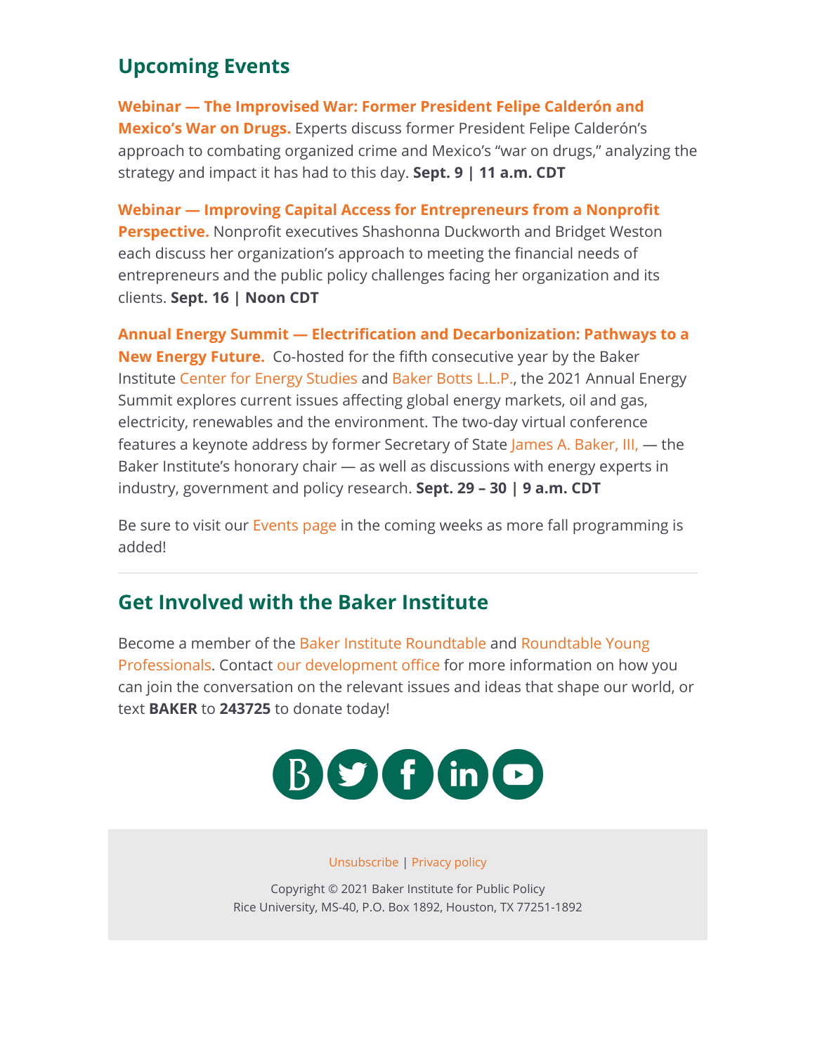## Upcoming Events

**Webinar — The Improvised War: Former President Felipe Calderón and Mexico's War on Drugs.** Experts discuss former President Felipe Calderón's approach to combating organized crime and Mexico's "war on drugs," analyzing the strategy and impact it has had to this day. **Sept. 9 | 11 a.m. CDT**

**Webinar — Improving Capital Access for Entrepreneurs from a Nonprofit Perspective.** Nonprofit executives Shashonna Duckworth and Bridget Weston each discuss her organization's approach to meeting the financial needs of entrepreneurs and the public policy challenges facing her organization and its clients. **Sept. 16 | Noon CDT**

**Annual Energy Summit — Electrification and Decarbonization: Pathways to a New Energy Future.** Co-hosted for the fifth consecutive year by the Baker Institute Center for Energy Studies and Baker Botts L.L.P., the 2021 Annual Energy Summit explores current issues affecting global energy markets, oil and gas, electricity, renewables and the environment. The two-day virtual conference features a keynote address by former Secretary of State James A. Baker, III, — the Baker Institute's honorary chair — as well as discussions with energy experts in industry, government and policy research. **Sept. 29 – 30 | 9 a.m. CDT**

Be sure to visit our Events page in the coming weeks as more fall programming is added!

---

## Get Involved with the Baker Institute

Become a member of the Baker Institute Roundtable and Roundtable Young Professionals. Contact our development office for more information on how you can join the conversation on the relevant issues and ideas that shape our world, or text **BAKER** to **243725** to donate today!

Unsubscribe | Privacy policy

Copyright © 2021 Baker Institute for Public Policy
Rice University, MS-40, P.O. Box 1892, Houston, TX 77251-1892